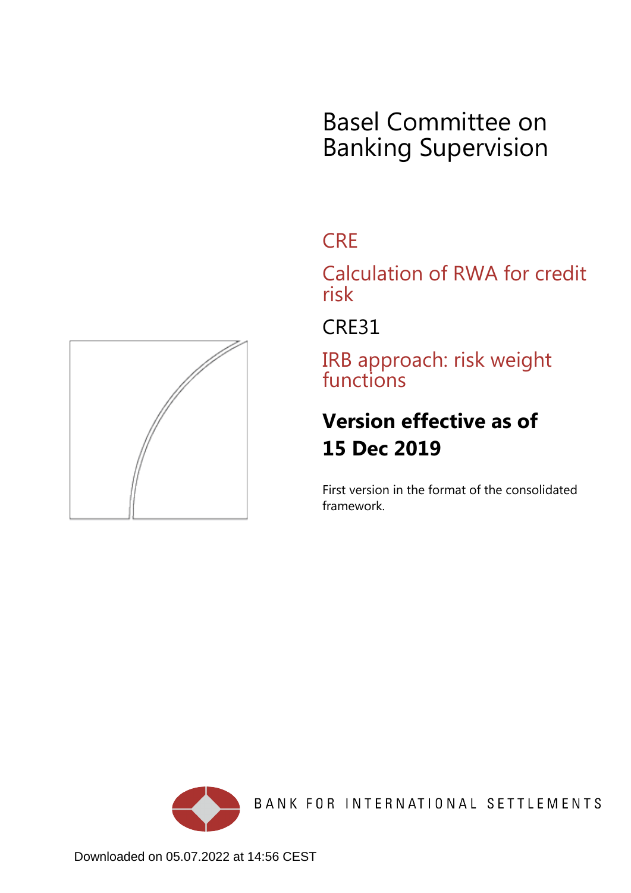# Basel Committee on Banking Supervision

## CRE

## Calculation of RWA for credit risk

## CRE31

## IRB approach: risk weight functions

**Version effective as of 15 Dec 2019**

First version in the format of the consolidated framework.

BANK FOR INTERNATIONAL SETTLEMENTS

Downloaded on 05.07.2022 at 14:56 CEST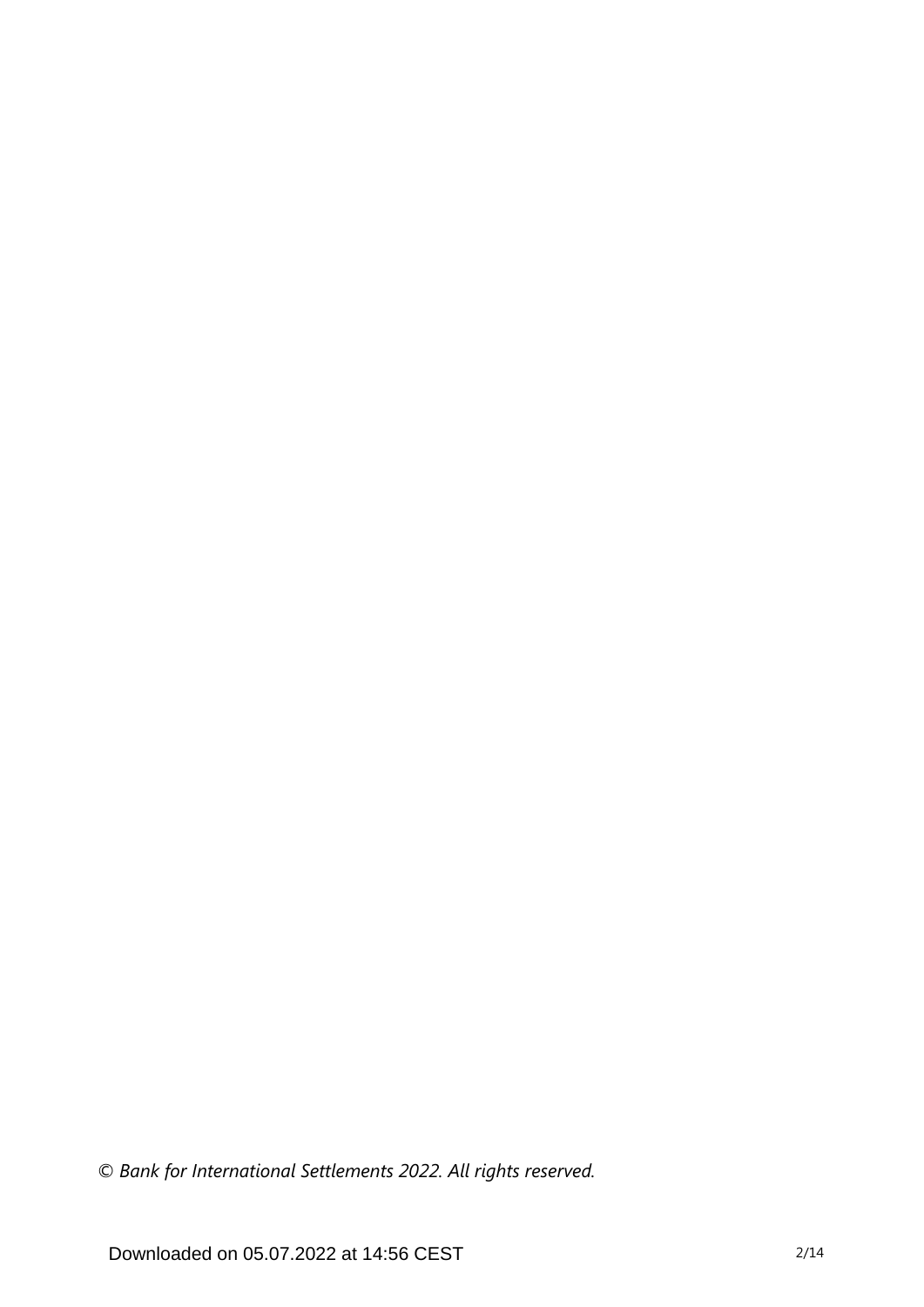*© Bank for International Settlements 2022. All rights reserved.*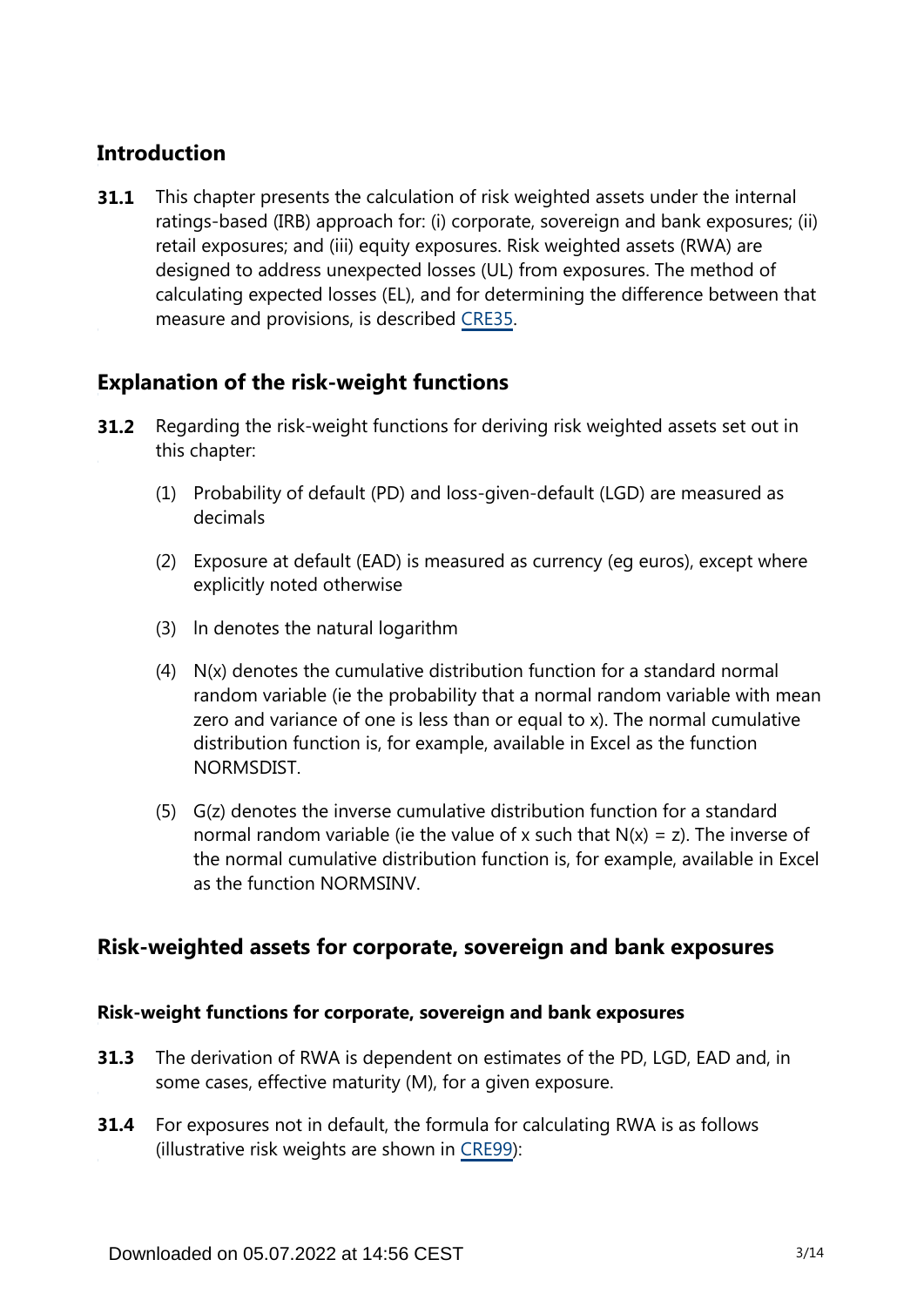## Introduction

**31.1** This chapter presents the calculation of risk weighted assets under the internal ratings-based (IRB) approach for: (i) corporate, sovereign and bank exposures; (ii) retail exposures; and (iii) equity exposures. Risk weighted assets (RWA) are designed to address unexpected losses (UL) from exposures. The method of calculating expected losses (EL), and for determining the difference between that measure and provisions, is described CRE35.

## Explanation of the risk-weight functions

**31.2** Regarding the risk-weight functions for deriving risk weighted assets set out in this chapter:

(1) Probability of default (PD) and loss-given-default (LGD) are measured as decimals

(2) Exposure at default (EAD) is measured as currency (eg euros), except where explicitly noted otherwise

(3) ln denotes the natural logarithm

(4) N(x) denotes the cumulative distribution function for a standard normal random variable (ie the probability that a normal random variable with mean zero and variance of one is less than or equal to x). The normal cumulative distribution function is, for example, available in Excel as the function NORMSDIST.

(5) G(z) denotes the inverse cumulative distribution function for a standard normal random variable (ie the value of x such that N(x) = z). The inverse of the normal cumulative distribution function is, for example, available in Excel as the function NORMSINV.

## Risk-weighted assets for corporate, sovereign and bank exposures

### Risk-weight functions for corporate, sovereign and bank exposures

**31.3** The derivation of RWA is dependent on estimates of the PD, LGD, EAD and, in some cases, effective maturity (M), for a given exposure.

**31.4** For exposures not in default, the formula for calculating RWA is as follows (illustrative risk weights are shown in CRE99):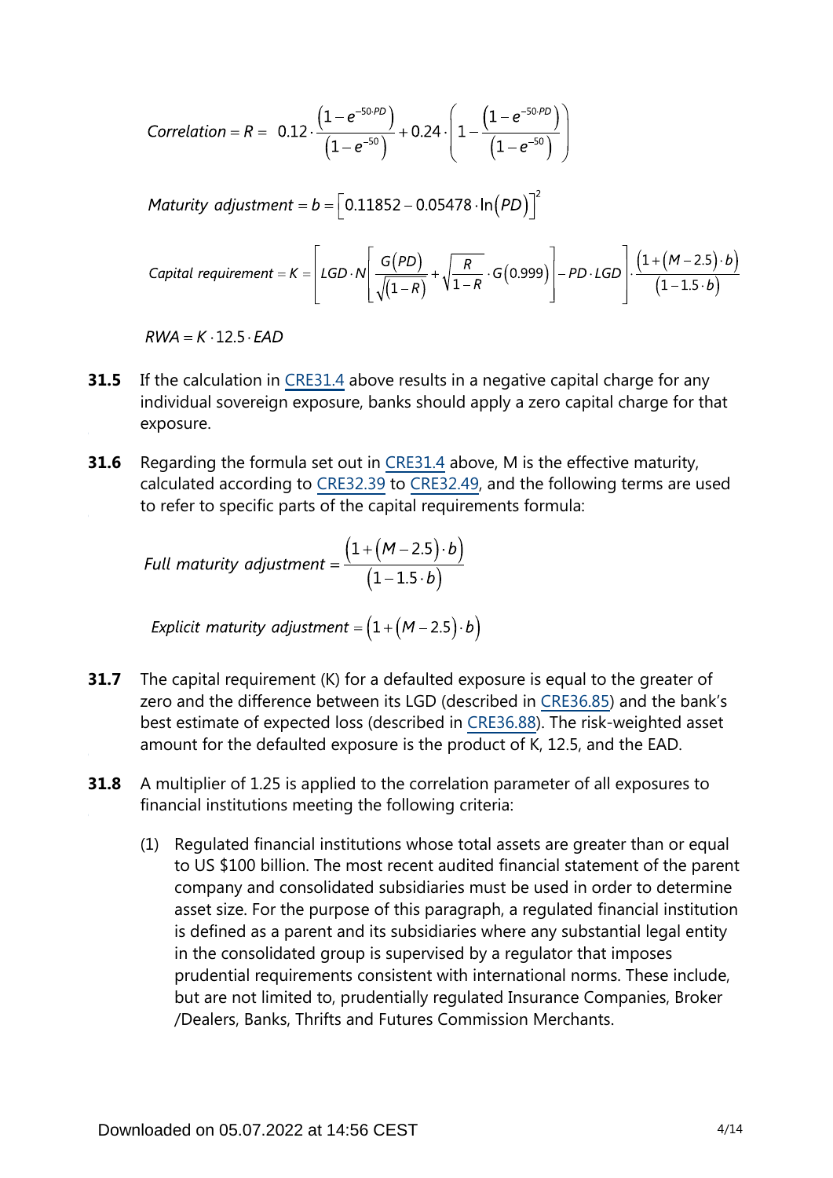$$Correlation = R = 0.12 \cdot \frac{\left(1 - e^{-50 \cdot PD}\right)}{\left(1 - e^{-50}\right)} + 0.24 \cdot \left(1 - \frac{\left(1 - e^{-50 \cdot PD}\right)}{\left(1 - e^{-50}\right)}\right)$$

$$Maturity\ adjustment = b = \left[0.11852 - 0.05478 \cdot \ln\left(PD\right)\right]^2$$

$$Capital\ requirement = K = \left[LGD \cdot N\left[\frac{G\left(PD\right)}{\sqrt{\left(1-R\right)}} + \sqrt{\frac{R}{1-R}} \cdot G\left(0.999\right)\right] - PD \cdot LGD\right] \cdot \frac{\left(1 + \left(M - 2.5\right) \cdot b\right)}{\left(1 - 1.5 \cdot b\right)}$$

$$RWA = K \cdot 12.5 \cdot EAD$$

**31.5** If the calculation in CRE31.4 above results in a negative capital charge for any individual sovereign exposure, banks should apply a zero capital charge for that exposure.

**31.6** Regarding the formula set out in CRE31.4 above, M is the effective maturity, calculated according to CRE32.39 to CRE32.49, and the following terms are used to refer to specific parts of the capital requirements formula:

$$Full\ maturity\ adjustment = \frac{\left(1 + \left(M - 2.5\right) \cdot b\right)}{\left(1 - 1.5 \cdot b\right)}$$

$$Explicit\ maturity\ adjustment = \left(1 + \left(M - 2.5\right) \cdot b\right)$$

**31.7** The capital requirement (K) for a defaulted exposure is equal to the greater of zero and the difference between its LGD (described in CRE36.85) and the bank's best estimate of expected loss (described in CRE36.88). The risk-weighted asset amount for the defaulted exposure is the product of K, 12.5, and the EAD.

**31.8** A multiplier of 1.25 is applied to the correlation parameter of all exposures to financial institutions meeting the following criteria:

(1) Regulated financial institutions whose total assets are greater than or equal to US $100 billion. The most recent audited financial statement of the parent company and consolidated subsidiaries must be used in order to determine asset size. For the purpose of this paragraph, a regulated financial institution is defined as a parent and its subsidiaries where any substantial legal entity in the consolidated group is supervised by a regulator that imposes prudential requirements consistent with international norms. These include, but are not limited to, prudentially regulated Insurance Companies, Broker /Dealers, Banks, Thrifts and Futures Commission Merchants.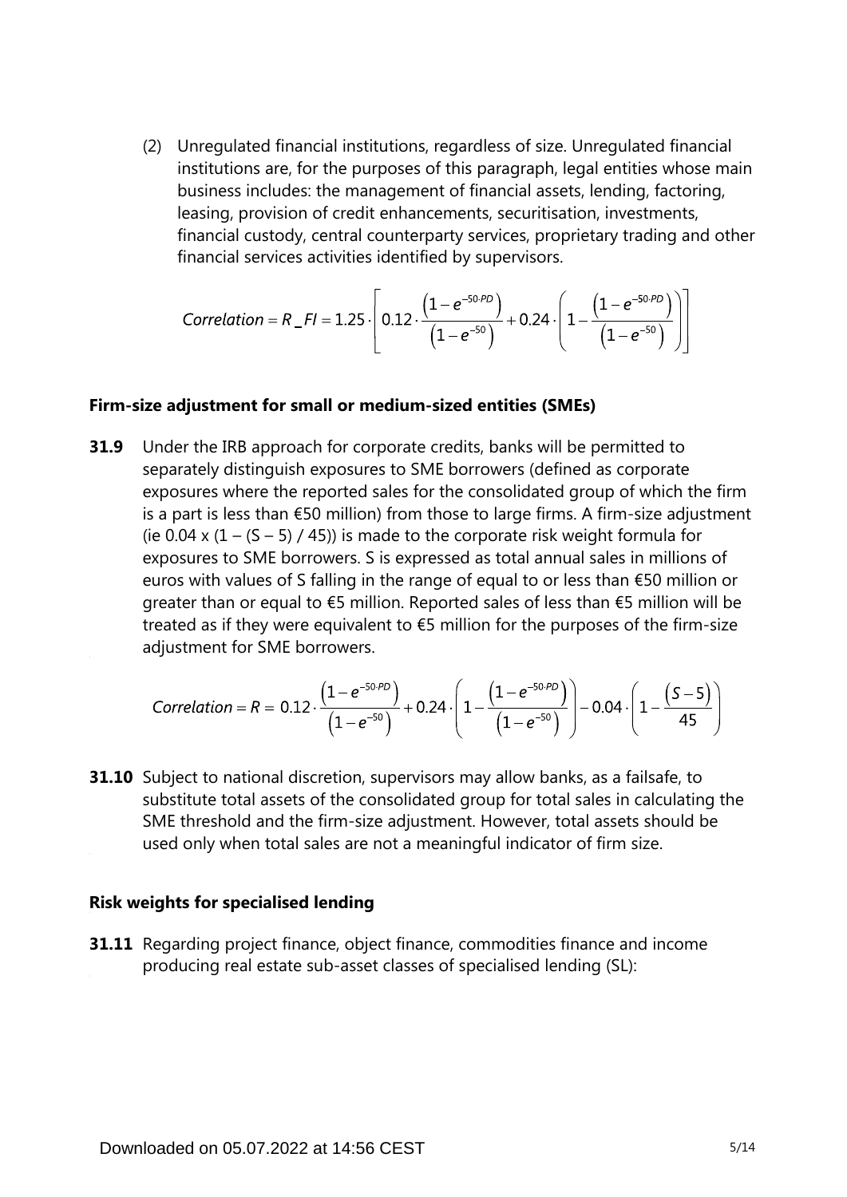(2) Unregulated financial institutions, regardless of size. Unregulated financial institutions are, for the purposes of this paragraph, legal entities whose main business includes: the management of financial assets, lending, factoring, leasing, provision of credit enhancements, securitisation, investments, financial custody, central counterparty services, proprietary trading and other financial services activities identified by supervisors.

$$Correlation = R\_FI = 1.25 \cdot \left[ 0.12 \cdot \frac{\left(1-e^{-50 \cdot PD}\right)}{\left(1-e^{-50}\right)} + 0.24 \cdot \left( 1 - \frac{\left(1-e^{-50 \cdot PD}\right)}{\left(1-e^{-50}\right)} \right) \right]$$

### Firm-size adjustment for small or medium-sized entities (SMEs)

**31.9** Under the IRB approach for corporate credits, banks will be permitted to separately distinguish exposures to SME borrowers (defined as corporate exposures where the reported sales for the consolidated group of which the firm is a part is less than €50 million) from those to large firms. A firm-size adjustment (ie 0.04 x (1 – (S – 5) / 45)) is made to the corporate risk weight formula for exposures to SME borrowers. S is expressed as total annual sales in millions of euros with values of S falling in the range of equal to or less than €50 million or greater than or equal to €5 million. Reported sales of less than €5 million will be treated as if they were equivalent to €5 million for the purposes of the firm-size adjustment for SME borrowers.

$$Correlation = R = 0.12 \cdot \frac{\left(1-e^{-50 \cdot PD}\right)}{\left(1-e^{-50}\right)} + 0.24 \cdot \left( 1 - \frac{\left(1-e^{-50 \cdot PD}\right)}{\left(1-e^{-50}\right)} \right) - 0.04 \cdot \left( 1 - \frac{\left(S-5\right)}{45} \right)$$

**31.10** Subject to national discretion, supervisors may allow banks, as a failsafe, to substitute total assets of the consolidated group for total sales in calculating the SME threshold and the firm-size adjustment. However, total assets should be used only when total sales are not a meaningful indicator of firm size.

### Risk weights for specialised lending

**31.11** Regarding project finance, object finance, commodities finance and income producing real estate sub-asset classes of specialised lending (SL):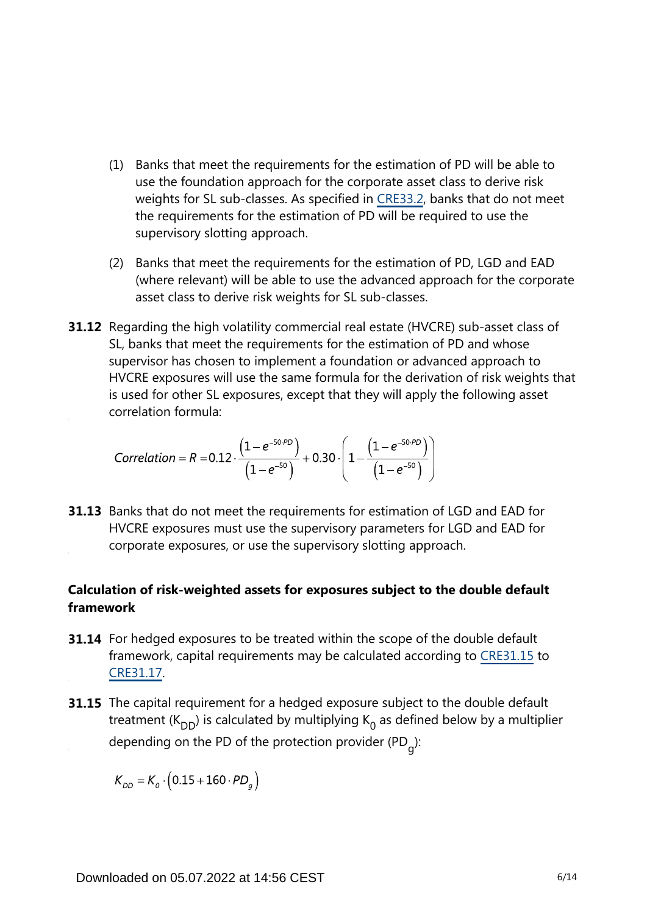(1) Banks that meet the requirements for the estimation of PD will be able to use the foundation approach for the corporate asset class to derive risk weights for SL sub-classes. As specified in CRE33.2, banks that do not meet the requirements for the estimation of PD will be required to use the supervisory slotting approach.

(2) Banks that meet the requirements for the estimation of PD, LGD and EAD (where relevant) will be able to use the advanced approach for the corporate asset class to derive risk weights for SL sub-classes.

**31.12** Regarding the high volatility commercial real estate (HVCRE) sub-asset class of SL, banks that meet the requirements for the estimation of PD and whose supervisor has chosen to implement a foundation or advanced approach to HVCRE exposures will use the same formula for the derivation of risk weights that is used for other SL exposures, except that they will apply the following asset correlation formula:

$$Correlation = R = 0.12 \cdot \frac{\left(1 - e^{-50 \cdot PD}\right)}{\left(1 - e^{-50}\right)} + 0.30 \cdot \left(1 - \frac{\left(1 - e^{-50 \cdot PD}\right)}{\left(1 - e^{-50}\right)}\right)$$

**31.13** Banks that do not meet the requirements for estimation of LGD and EAD for HVCRE exposures must use the supervisory parameters for LGD and EAD for corporate exposures, or use the supervisory slotting approach.

### Calculation of risk-weighted assets for exposures subject to the double default framework

**31.14** For hedged exposures to be treated within the scope of the double default framework, capital requirements may be calculated according to CRE31.15 to CRE31.17.

**31.15** The capital requirement for a hedged exposure subject to the double default treatment ($K_{DD}$) is calculated by multiplying $K_0$ as defined below by a multiplier depending on the PD of the protection provider ($PD_g$):

$$K_{DD} = K_0 \cdot \left(0.15 + 160 \cdot PD_g\right)$$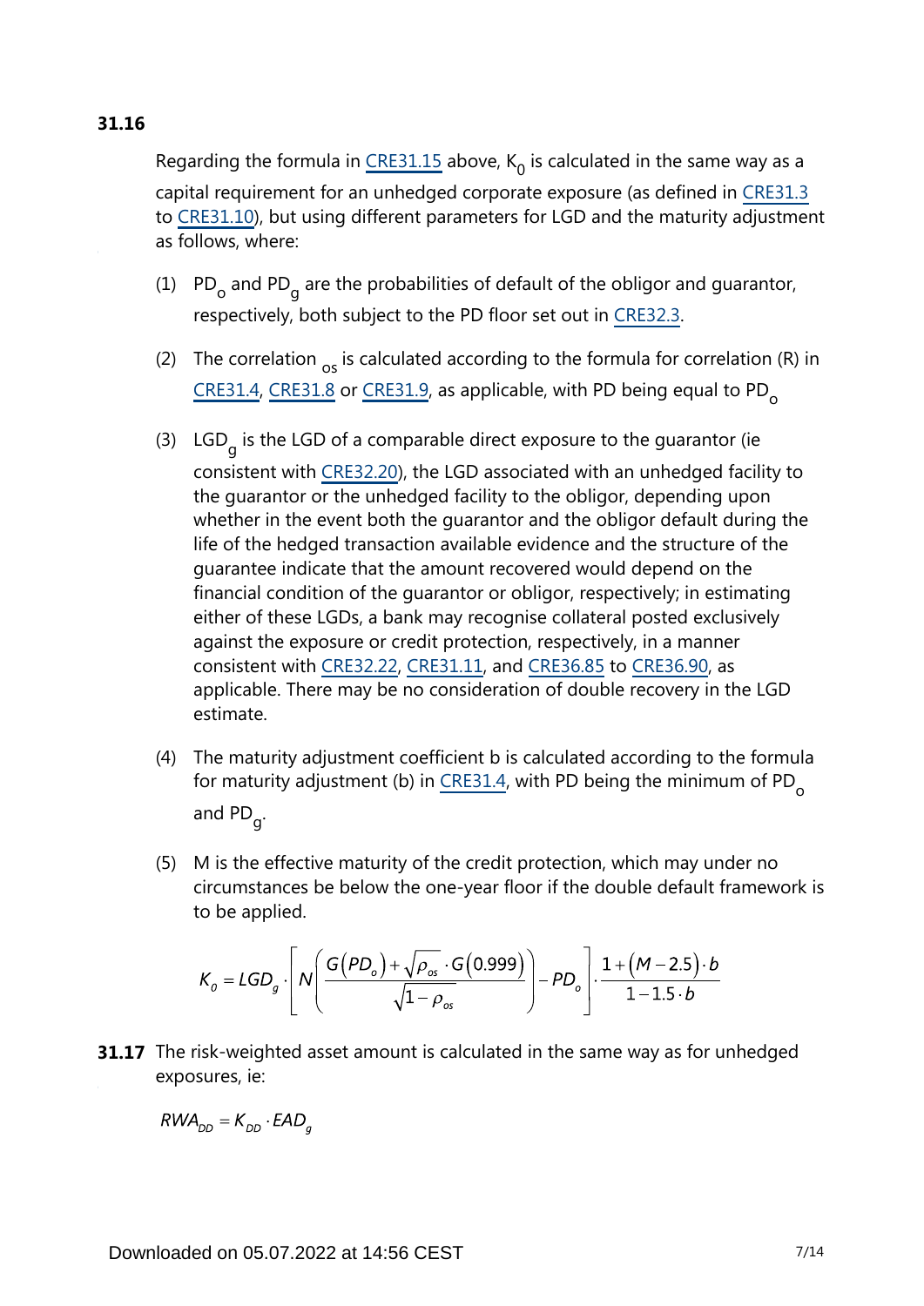**31.16**

Regarding the formula in CRE31.15 above, $K_0$ is calculated in the same way as a capital requirement for an unhedged corporate exposure (as defined in CRE31.3 to CRE31.10), but using different parameters for LGD and the maturity adjustment as follows, where:

(1) $PD_o$ and $PD_g$ are the probabilities of default of the obligor and guarantor, respectively, both subject to the PD floor set out in CRE32.3.

(2) The correlation $_{os}$ is calculated according to the formula for correlation (R) in CRE31.4, CRE31.8 or CRE31.9, as applicable, with PD being equal to $PD_o$

(3) $LGD_g$ is the LGD of a comparable direct exposure to the guarantor (ie consistent with CRE32.20), the LGD associated with an unhedged facility to the guarantor or the unhedged facility to the obligor, depending upon whether in the event both the guarantor and the obligor default during the life of the hedged transaction available evidence and the structure of the guarantee indicate that the amount recovered would depend on the financial condition of the guarantor or obligor, respectively; in estimating either of these LGDs, a bank may recognise collateral posted exclusively against the exposure or credit protection, respectively, in a manner consistent with CRE32.22, CRE31.11, and CRE36.85 to CRE36.90, as applicable. There may be no consideration of double recovery in the LGD estimate.

(4) The maturity adjustment coefficient b is calculated according to the formula for maturity adjustment (b) in CRE31.4, with PD being the minimum of $PD_o$ and $PD_g$.

(5) M is the effective maturity of the credit protection, which may under no circumstances be below the one-year floor if the double default framework is to be applied.

$$K_0 = LGD_g \cdot \left[ N\left( \frac{G(PD_o) + \sqrt{\rho_{os}} \cdot G(0.999)}{\sqrt{1-\rho_{os}}} \right) - PD_o \right] \cdot \frac{1+(M-2.5)\cdot b}{1-1.5\cdot b}$$

**31.17** The risk-weighted asset amount is calculated in the same way as for unhedged exposures, ie:

$$RWA_{DD} = K_{DD} \cdot EAD_g$$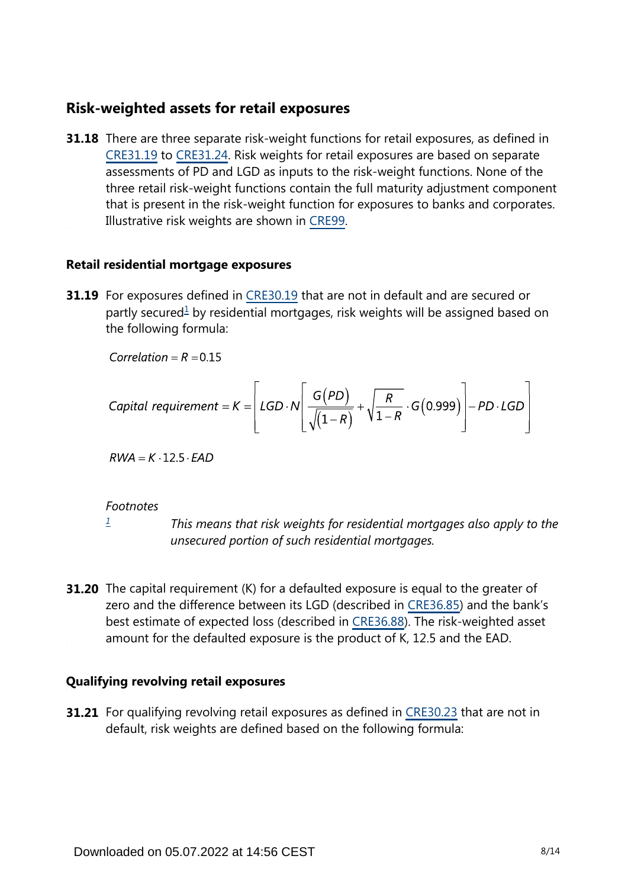## Risk-weighted assets for retail exposures

**31.18** There are three separate risk-weight functions for retail exposures, as defined in CRE31.19 to CRE31.24. Risk weights for retail exposures are based on separate assessments of PD and LGD as inputs to the risk-weight functions. None of the three retail risk-weight functions contain the full maturity adjustment component that is present in the risk-weight function for exposures to banks and corporates. Illustrative risk weights are shown in CRE99.

### Retail residential mortgage exposures

**31.19** For exposures defined in CRE30.19 that are not in default and are secured or partly secured[1] by residential mortgages, risk weights will be assigned based on the following formula:

$$Correlation = R = 0.15$$

$$Capital\ requirement = K = \left[ LGD \cdot N\left[ \frac{G(PD)}{\sqrt{(1-R)}} + \sqrt{\frac{R}{1-R}} \cdot G(0.999) \right] - PD \cdot LGD \right]$$

$$RWA = K \cdot 12.5 \cdot EAD$$

*Footnotes*

[1] *This means that risk weights for residential mortgages also apply to the unsecured portion of such residential mortgages.*

**31.20** The capital requirement (K) for a defaulted exposure is equal to the greater of zero and the difference between its LGD (described in CRE36.85) and the bank's best estimate of expected loss (described in CRE36.88). The risk-weighted asset amount for the defaulted exposure is the product of K, 12.5 and the EAD.

### Qualifying revolving retail exposures

**31.21** For qualifying revolving retail exposures as defined in CRE30.23 that are not in default, risk weights are defined based on the following formula: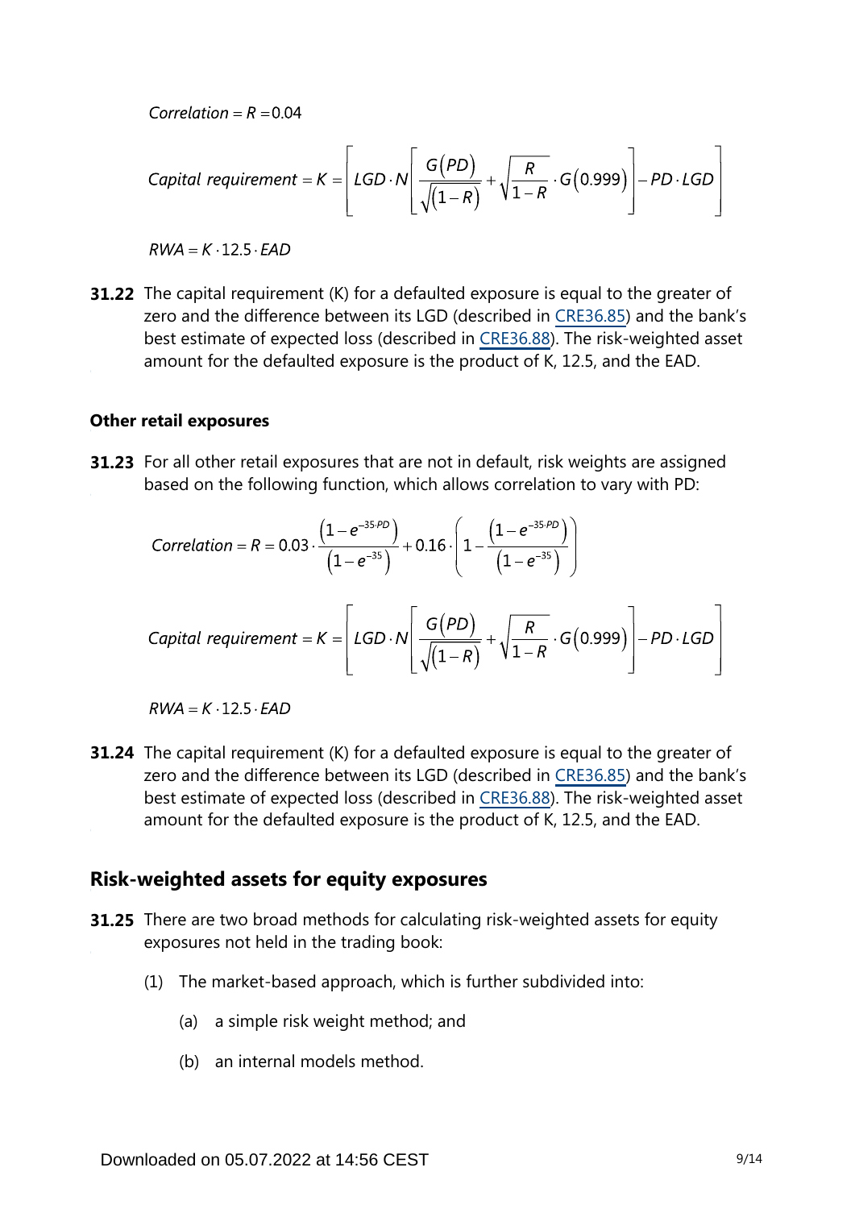$$Correlation = R = 0.04$$

$$Capital\ requirement = K = \left[ LGD \cdot N\left[ \frac{G(PD)}{\sqrt{(1-R)}} + \sqrt{\frac{R}{1-R}} \cdot G(0.999) \right] - PD \cdot LGD \right]$$

$$RWA = K \cdot 12.5 \cdot EAD$$

**31.22** The capital requirement (K) for a defaulted exposure is equal to the greater of zero and the difference between its LGD (described in CRE36.85) and the bank's best estimate of expected loss (described in CRE36.88). The risk-weighted asset amount for the defaulted exposure is the product of K, 12.5, and the EAD.

### Other retail exposures

**31.23** For all other retail exposures that are not in default, risk weights are assigned based on the following function, which allows correlation to vary with PD:

$$Correlation = R = 0.03 \cdot \frac{\left(1 - e^{-35 \cdot PD}\right)}{\left(1 - e^{-35}\right)} + 0.16 \cdot \left(1 - \frac{\left(1 - e^{-35 \cdot PD}\right)}{\left(1 - e^{-35}\right)}\right)$$

$$Capital\ requirement = K = \left[ LGD \cdot N\left[ \frac{G(PD)}{\sqrt{(1-R)}} + \sqrt{\frac{R}{1-R}} \cdot G(0.999) \right] - PD \cdot LGD \right]$$

$$RWA = K \cdot 12.5 \cdot EAD$$

**31.24** The capital requirement (K) for a defaulted exposure is equal to the greater of zero and the difference between its LGD (described in CRE36.85) and the bank's best estimate of expected loss (described in CRE36.88). The risk-weighted asset amount for the defaulted exposure is the product of K, 12.5, and the EAD.

## Risk-weighted assets for equity exposures

**31.25** There are two broad methods for calculating risk-weighted assets for equity exposures not held in the trading book:

(1) The market-based approach, which is further subdivided into:

(a) a simple risk weight method; and

(b) an internal models method.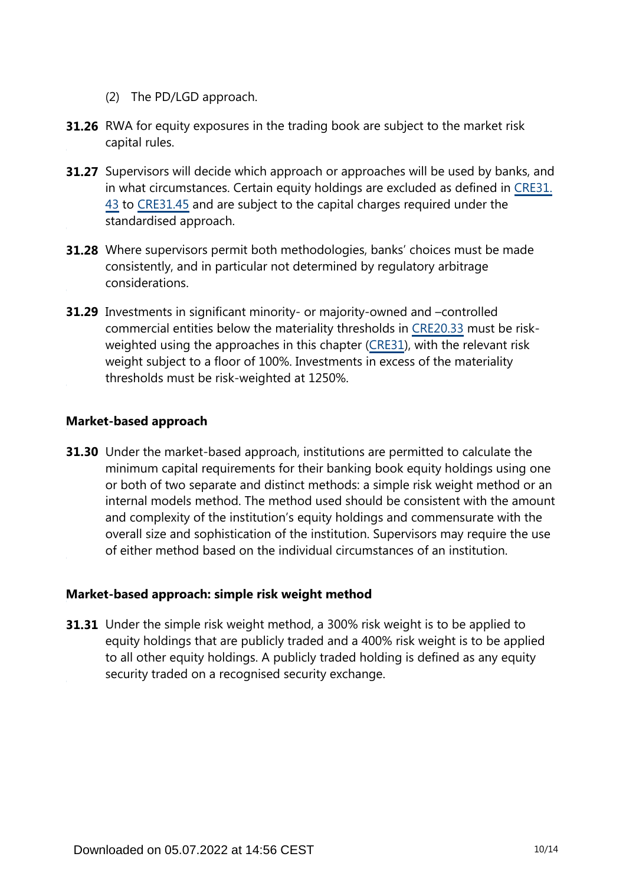(2) The PD/LGD approach.

**31.26** RWA for equity exposures in the trading book are subject to the market risk capital rules.

**31.27** Supervisors will decide which approach or approaches will be used by banks, and in what circumstances. Certain equity holdings are excluded as defined in CRE31.43 to CRE31.45 and are subject to the capital charges required under the standardised approach.

**31.28** Where supervisors permit both methodologies, banks' choices must be made consistently, and in particular not determined by regulatory arbitrage considerations.

**31.29** Investments in significant minority- or majority-owned and –controlled commercial entities below the materiality thresholds in CRE20.33 must be risk-weighted using the approaches in this chapter (CRE31), with the relevant risk weight subject to a floor of 100%. Investments in excess of the materiality thresholds must be risk-weighted at 1250%.

### Market-based approach

**31.30** Under the market-based approach, institutions are permitted to calculate the minimum capital requirements for their banking book equity holdings using one or both of two separate and distinct methods: a simple risk weight method or an internal models method. The method used should be consistent with the amount and complexity of the institution's equity holdings and commensurate with the overall size and sophistication of the institution. Supervisors may require the use of either method based on the individual circumstances of an institution.

### Market-based approach: simple risk weight method

**31.31** Under the simple risk weight method, a 300% risk weight is to be applied to equity holdings that are publicly traded and a 400% risk weight is to be applied to all other equity holdings. A publicly traded holding is defined as any equity security traded on a recognised security exchange.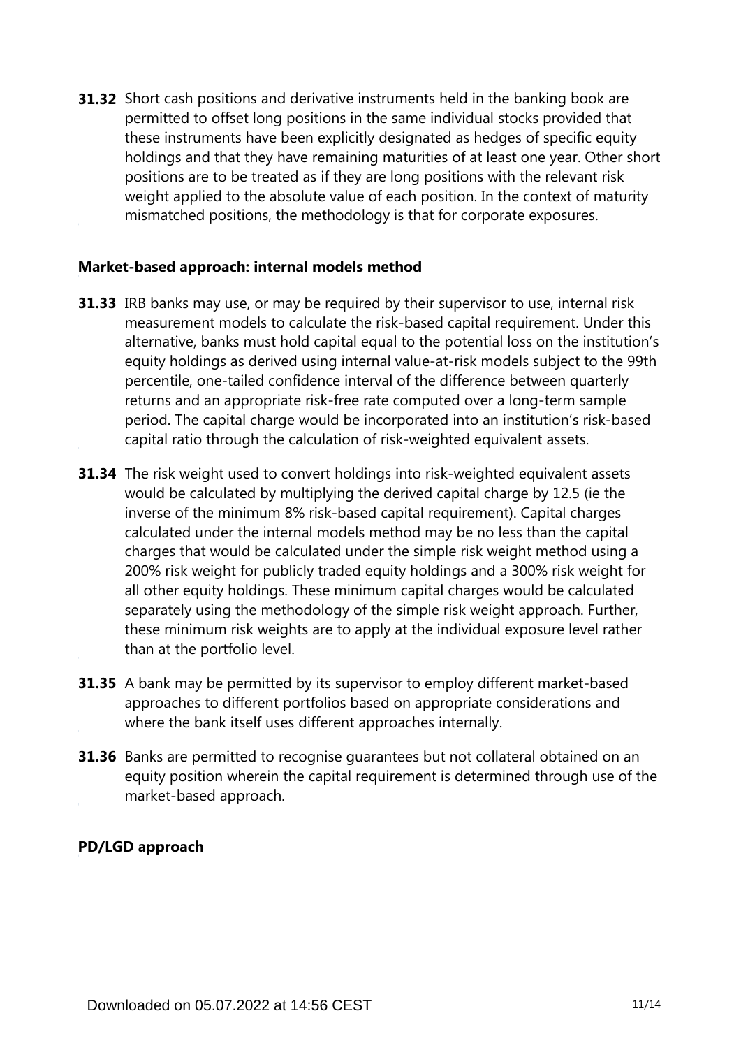**31.32** Short cash positions and derivative instruments held in the banking book are permitted to offset long positions in the same individual stocks provided that these instruments have been explicitly designated as hedges of specific equity holdings and that they have remaining maturities of at least one year. Other short positions are to be treated as if they are long positions with the relevant risk weight applied to the absolute value of each position. In the context of maturity mismatched positions, the methodology is that for corporate exposures.

### Market-based approach: internal models method

**31.33** IRB banks may use, or may be required by their supervisor to use, internal risk measurement models to calculate the risk-based capital requirement. Under this alternative, banks must hold capital equal to the potential loss on the institution's equity holdings as derived using internal value-at-risk models subject to the 99th percentile, one-tailed confidence interval of the difference between quarterly returns and an appropriate risk-free rate computed over a long-term sample period. The capital charge would be incorporated into an institution's risk-based capital ratio through the calculation of risk-weighted equivalent assets.

**31.34** The risk weight used to convert holdings into risk-weighted equivalent assets would be calculated by multiplying the derived capital charge by 12.5 (ie the inverse of the minimum 8% risk-based capital requirement). Capital charges calculated under the internal models method may be no less than the capital charges that would be calculated under the simple risk weight method using a 200% risk weight for publicly traded equity holdings and a 300% risk weight for all other equity holdings. These minimum capital charges would be calculated separately using the methodology of the simple risk weight approach. Further, these minimum risk weights are to apply at the individual exposure level rather than at the portfolio level.

**31.35** A bank may be permitted by its supervisor to employ different market-based approaches to different portfolios based on appropriate considerations and where the bank itself uses different approaches internally.

**31.36** Banks are permitted to recognise guarantees but not collateral obtained on an equity position wherein the capital requirement is determined through use of the market-based approach.

### PD/LGD approach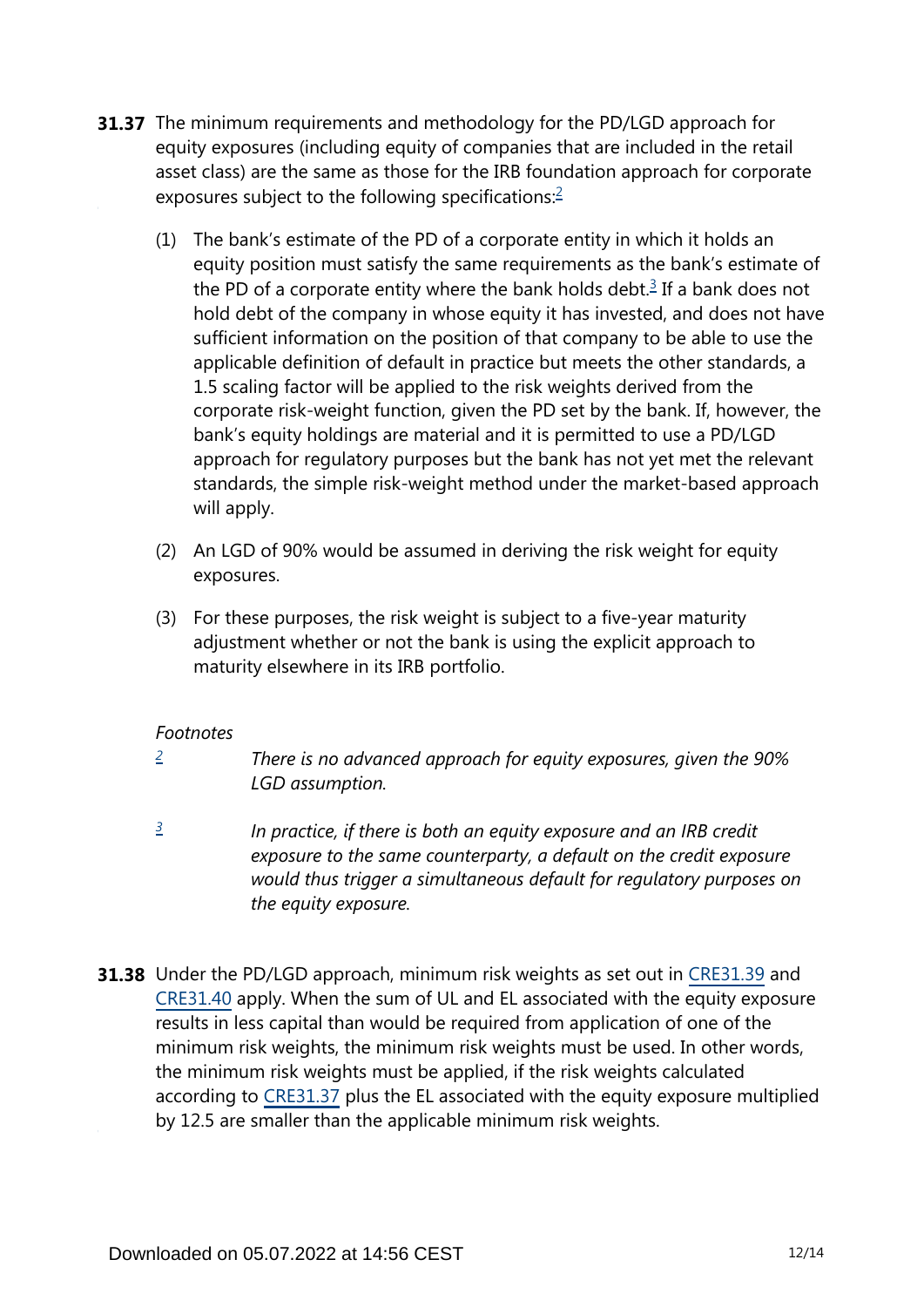**31.37** The minimum requirements and methodology for the PD/LGD approach for equity exposures (including equity of companies that are included in the retail asset class) are the same as those for the IRB foundation approach for corporate exposures subject to the following specifications:[2]

(1) The bank's estimate of the PD of a corporate entity in which it holds an equity position must satisfy the same requirements as the bank's estimate of the PD of a corporate entity where the bank holds debt.[3] If a bank does not hold debt of the company in whose equity it has invested, and does not have sufficient information on the position of that company to be able to use the applicable definition of default in practice but meets the other standards, a 1.5 scaling factor will be applied to the risk weights derived from the corporate risk-weight function, given the PD set by the bank. If, however, the bank's equity holdings are material and it is permitted to use a PD/LGD approach for regulatory purposes but the bank has not yet met the relevant standards, the simple risk-weight method under the market-based approach will apply.

(2) An LGD of 90% would be assumed in deriving the risk weight for equity exposures.

(3) For these purposes, the risk weight is subject to a five-year maturity adjustment whether or not the bank is using the explicit approach to maturity elsewhere in its IRB portfolio.

*Footnotes*

[2] *There is no advanced approach for equity exposures, given the 90% LGD assumption.*

[3] *In practice, if there is both an equity exposure and an IRB credit exposure to the same counterparty, a default on the credit exposure would thus trigger a simultaneous default for regulatory purposes on the equity exposure.*

**31.38** Under the PD/LGD approach, minimum risk weights as set out in CRE31.39 and CRE31.40 apply. When the sum of UL and EL associated with the equity exposure results in less capital than would be required from application of one of the minimum risk weights, the minimum risk weights must be used. In other words, the minimum risk weights must be applied, if the risk weights calculated according to CRE31.37 plus the EL associated with the equity exposure multiplied by 12.5 are smaller than the applicable minimum risk weights.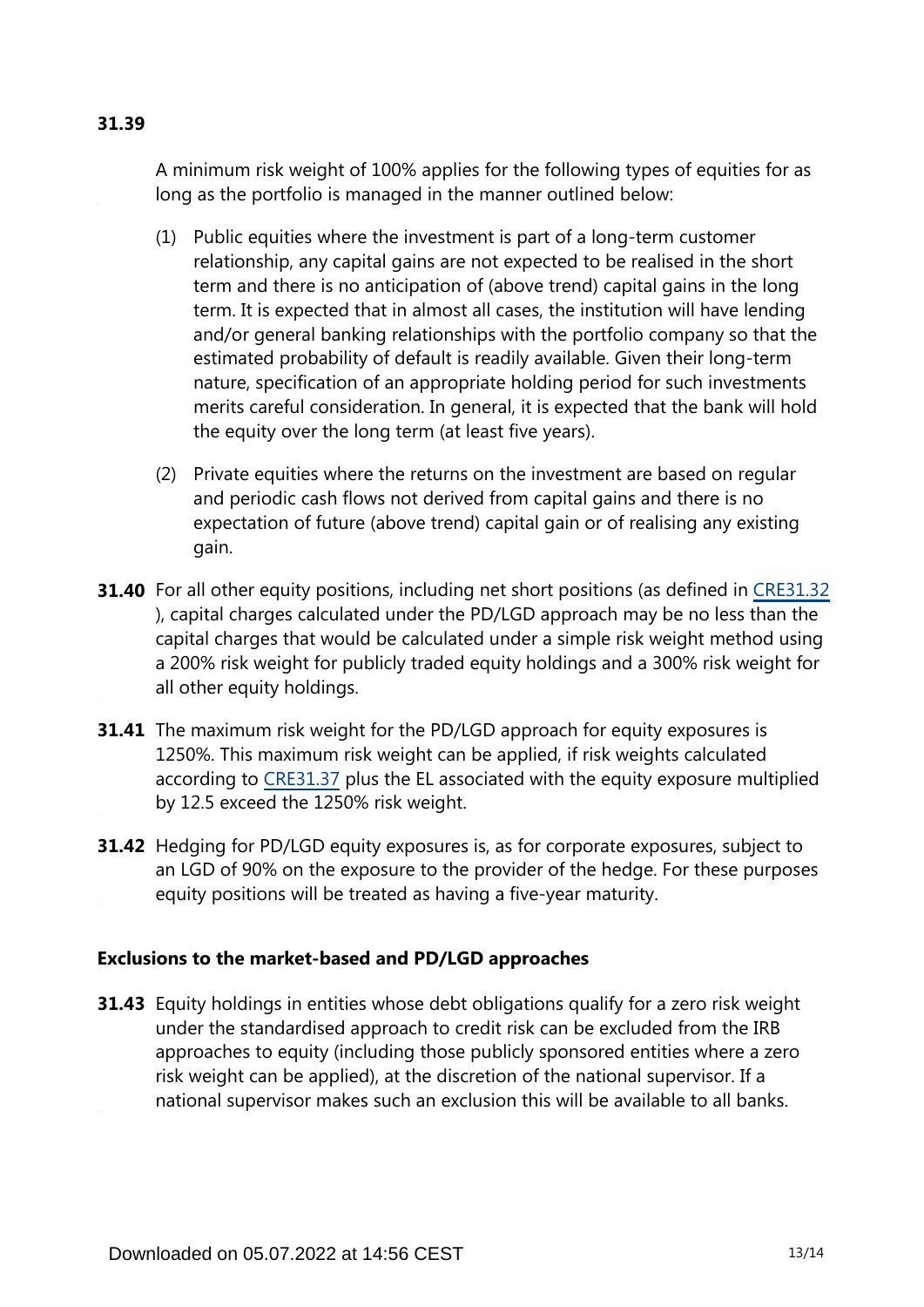**31.39** A minimum risk weight of 100% applies for the following types of equities for as long as the portfolio is managed in the manner outlined below:

(1) Public equities where the investment is part of a long-term customer relationship, any capital gains are not expected to be realised in the short term and there is no anticipation of (above trend) capital gains in the long term. It is expected that in almost all cases, the institution will have lending and/or general banking relationships with the portfolio company so that the estimated probability of default is readily available. Given their long-term nature, specification of an appropriate holding period for such investments merits careful consideration. In general, it is expected that the bank will hold the equity over the long term (at least five years).

(2) Private equities where the returns on the investment are based on regular and periodic cash flows not derived from capital gains and there is no expectation of future (above trend) capital gain or of realising any existing gain.

**31.40** For all other equity positions, including net short positions (as defined in CRE31.32), capital charges calculated under the PD/LGD approach may be no less than the capital charges that would be calculated under a simple risk weight method using a 200% risk weight for publicly traded equity holdings and a 300% risk weight for all other equity holdings.

**31.41** The maximum risk weight for the PD/LGD approach for equity exposures is 1250%. This maximum risk weight can be applied, if risk weights calculated according to CRE31.37 plus the EL associated with the equity exposure multiplied by 12.5 exceed the 1250% risk weight.

**31.42** Hedging for PD/LGD equity exposures is, as for corporate exposures, subject to an LGD of 90% on the exposure to the provider of the hedge. For these purposes equity positions will be treated as having a five-year maturity.

### Exclusions to the market-based and PD/LGD approaches

**31.43** Equity holdings in entities whose debt obligations qualify for a zero risk weight under the standardised approach to credit risk can be excluded from the IRB approaches to equity (including those publicly sponsored entities where a zero risk weight can be applied), at the discretion of the national supervisor. If a national supervisor makes such an exclusion this will be available to all banks.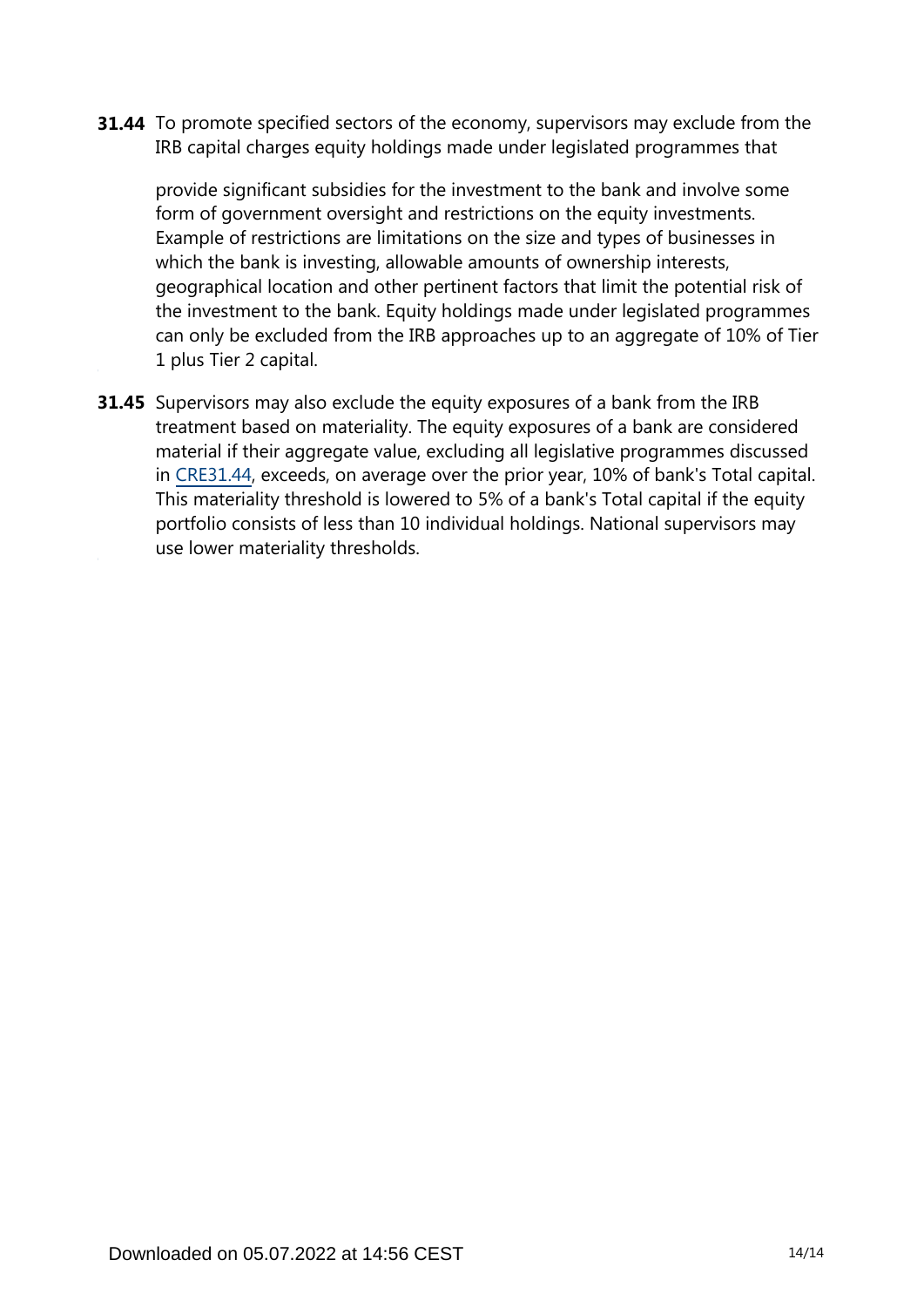**31.44** To promote specified sectors of the economy, supervisors may exclude from the IRB capital charges equity holdings made under legislated programmes that provide significant subsidies for the investment to the bank and involve some form of government oversight and restrictions on the equity investments. Example of restrictions are limitations on the size and types of businesses in which the bank is investing, allowable amounts of ownership interests, geographical location and other pertinent factors that limit the potential risk of the investment to the bank. Equity holdings made under legislated programmes can only be excluded from the IRB approaches up to an aggregate of 10% of Tier 1 plus Tier 2 capital.

**31.45** Supervisors may also exclude the equity exposures of a bank from the IRB treatment based on materiality. The equity exposures of a bank are considered material if their aggregate value, excluding all legislative programmes discussed in CRE31.44, exceeds, on average over the prior year, 10% of bank's Total capital. This materiality threshold is lowered to 5% of a bank's Total capital if the equity portfolio consists of less than 10 individual holdings. National supervisors may use lower materiality thresholds.